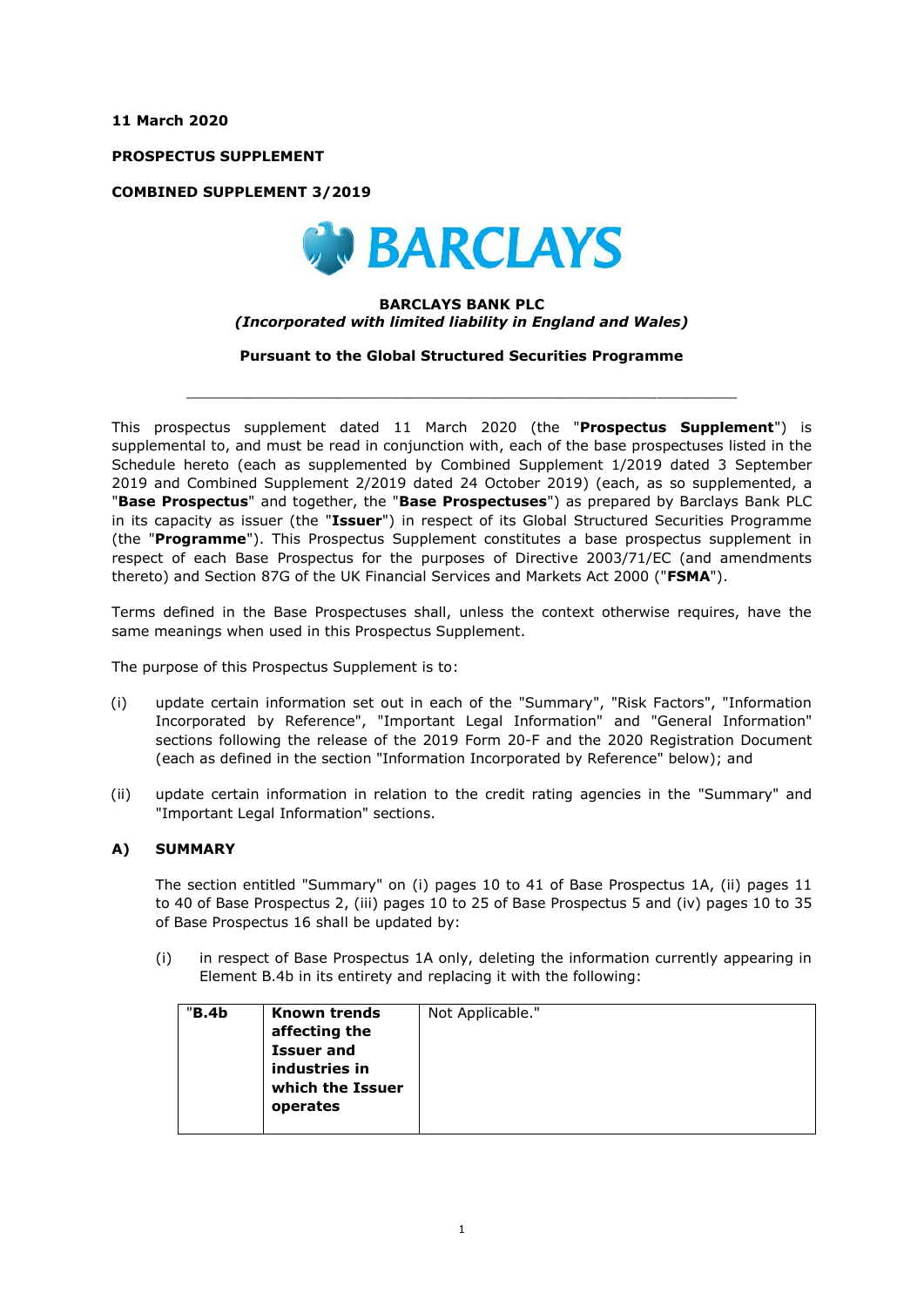**11 March 2020**

**PROSPECTUS SUPPLEMENT**

**COMBINED SUPPLEMENT 3/2019**

**BARCLAYS**

**BARCLAYS BANK PLC**
***(Incorporated with limited liability in England and Wales)***

**Pursuant to the Global Structured Securities Programme**

---

This prospectus supplement dated 11 March 2020 (the "**Prospectus Supplement**") is supplemental to, and must be read in conjunction with, each of the base prospectuses listed in the Schedule hereto (each as supplemented by Combined Supplement 1/2019 dated 3 September 2019 and Combined Supplement 2/2019 dated 24 October 2019) (each, as so supplemented, a "**Base Prospectus**" and together, the "**Base Prospectuses**") as prepared by Barclays Bank PLC in its capacity as issuer (the "**Issuer**") in respect of its Global Structured Securities Programme (the "**Programme**"). This Prospectus Supplement constitutes a base prospectus supplement in respect of each Base Prospectus for the purposes of Directive 2003/71/EC (and amendments thereto) and Section 87G of the UK Financial Services and Markets Act 2000 ("**FSMA**").

Terms defined in the Base Prospectuses shall, unless the context otherwise requires, have the same meanings when used in this Prospectus Supplement.

The purpose of this Prospectus Supplement is to:

(i) update certain information set out in each of the "Summary", "Risk Factors", "Information Incorporated by Reference", "Important Legal Information" and "General Information" sections following the release of the 2019 Form 20-F and the 2020 Registration Document (each as defined in the section "Information Incorporated by Reference" below); and

(ii) update certain information in relation to the credit rating agencies in the "Summary" and "Important Legal Information" sections.

## A) SUMMARY

The section entitled "Summary" on (i) pages 10 to 41 of Base Prospectus 1A, (ii) pages 11 to 40 of Base Prospectus 2, (iii) pages 10 to 25 of Base Prospectus 5 and (iv) pages 10 to 35 of Base Prospectus 16 shall be updated by:

(i) in respect of Base Prospectus 1A only, deleting the information currently appearing in Element B.4b in its entirety and replacing it with the following:

| "**B.4b** | **Known trends affecting the Issuer and industries in which the Issuer operates** | Not Applicable." |
|---|---|---|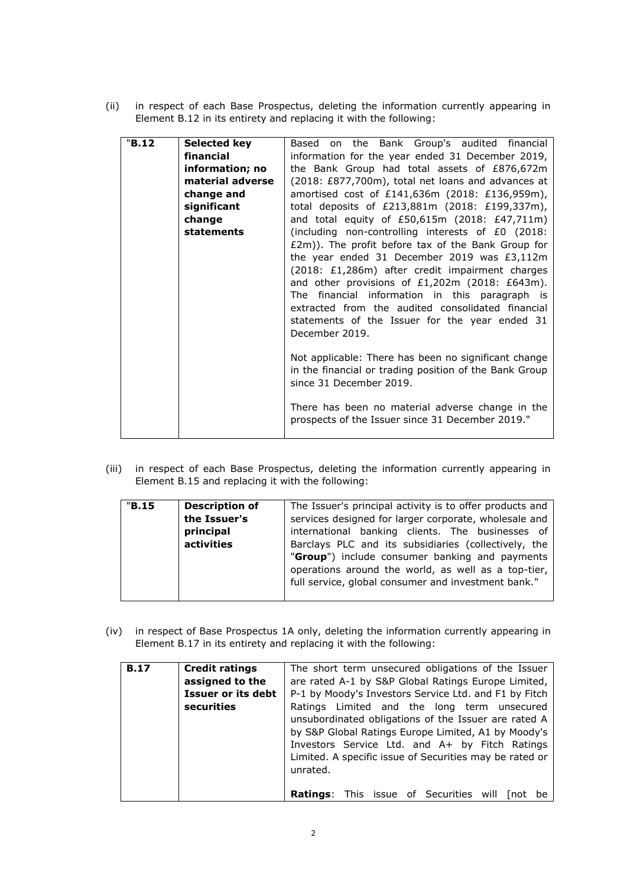(ii) in respect of each Base Prospectus, deleting the information currently appearing in Element B.12 in its entirety and replacing it with the following:

| "**B.12** | **Selected key financial information; no material adverse change and significant change statements** | Based on the Bank Group's audited financial information for the year ended 31 December 2019, the Bank Group had total assets of £876,672m (2018: £877,700m), total net loans and advances at amortised cost of £141,636m (2018: £136,959m), total deposits of £213,881m (2018: £199,337m), and total equity of £50,615m (2018: £47,711m) (including non-controlling interests of £0 (2018: £2m)). The profit before tax of the Bank Group for the year ended 31 December 2019 was £3,112m (2018: £1,286m) after credit impairment charges and other provisions of £1,202m (2018: £643m). The financial information in this paragraph is extracted from the audited consolidated financial statements of the Issuer for the year ended 31 December 2019.<br><br>Not applicable: There has been no significant change in the financial or trading position of the Bank Group since 31 December 2019.<br><br>There has been no material adverse change in the prospects of the Issuer since 31 December 2019." |
|---|---|---|

(iii) in respect of each Base Prospectus, deleting the information currently appearing in Element B.15 and replacing it with the following:

| "**B.15** | **Description of the Issuer's principal activities** | The Issuer's principal activity is to offer products and services designed for larger corporate, wholesale and international banking clients. The businesses of Barclays PLC and its subsidiaries (collectively, the "**Group**") include consumer banking and payments operations around the world, as well as a top-tier, full service, global consumer and investment bank." |
|---|---|---|

(iv) in respect of Base Prospectus 1A only, deleting the information currently appearing in Element B.17 in its entirety and replacing it with the following:

| **B.17** | **Credit ratings assigned to the Issuer or its debt securities** | The short term unsecured obligations of the Issuer are rated A-1 by S&P Global Ratings Europe Limited, P-1 by Moody's Investors Service Ltd. and F1 by Fitch Ratings Limited and the long term unsecured unsubordinated obligations of the Issuer are rated A by S&P Global Ratings Europe Limited, A1 by Moody's Investors Service Ltd. and A+ by Fitch Ratings Limited. A specific issue of Securities may be rated or unrated.<br><br>**Ratings**: This issue of Securities will [not be |
|---|---|---|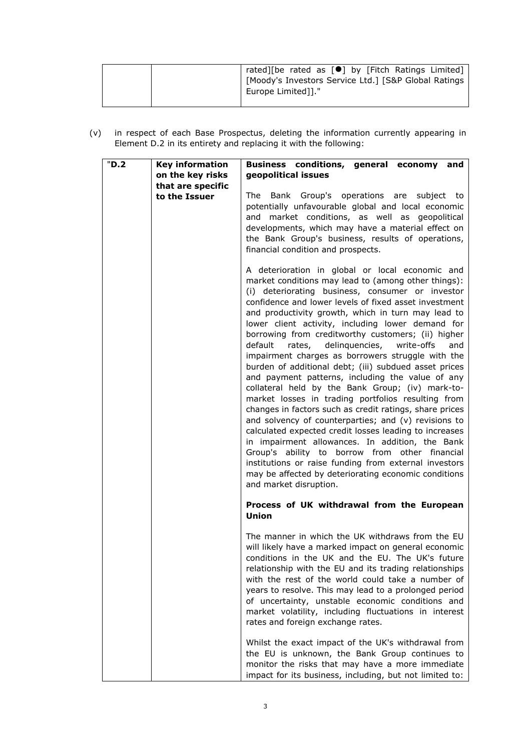| | | rated][be rated as [●] by [Fitch Ratings Limited] [Moody's Investors Service Ltd.] [S&P Global Ratings Europe Limited]]." |
|---|---|---|

(v) in respect of each Base Prospectus, deleting the information currently appearing in Element D.2 in its entirety and replacing it with the following:

| "D.2 | Key information on the key risks that are specific to the Issuer | **Business conditions, general economy and geopolitical issues**<br><br>The Bank Group's operations are subject to potentially unfavourable global and local economic and market conditions, as well as geopolitical developments, which may have a material effect on the Bank Group's business, results of operations, financial condition and prospects.<br><br>A deterioration in global or local economic and market conditions may lead to (among other things): (i) deteriorating business, consumer or investor confidence and lower levels of fixed asset investment and productivity growth, which in turn may lead to lower client activity, including lower demand for borrowing from creditworthy customers; (ii) higher default rates, delinquencies, write-offs and impairment charges as borrowers struggle with the burden of additional debt; (iii) subdued asset prices and payment patterns, including the value of any collateral held by the Bank Group; (iv) mark-to-market losses in trading portfolios resulting from changes in factors such as credit ratings, share prices and solvency of counterparties; and (v) revisions to calculated expected credit losses leading to increases in impairment allowances. In addition, the Bank Group's ability to borrow from other financial institutions or raise funding from external investors may be affected by deteriorating economic conditions and market disruption.<br><br>**Process of UK withdrawal from the European Union**<br><br>The manner in which the UK withdraws from the EU will likely have a marked impact on general economic conditions in the UK and the EU. The UK's future relationship with the EU and its trading relationships with the rest of the world could take a number of years to resolve. This may lead to a prolonged period of uncertainty, unstable economic conditions and market volatility, including fluctuations in interest rates and foreign exchange rates.<br><br>Whilst the exact impact of the UK's withdrawal from the EU is unknown, the Bank Group continues to monitor the risks that may have a more immediate impact for its business, including, but not limited to: |
|---|---|---|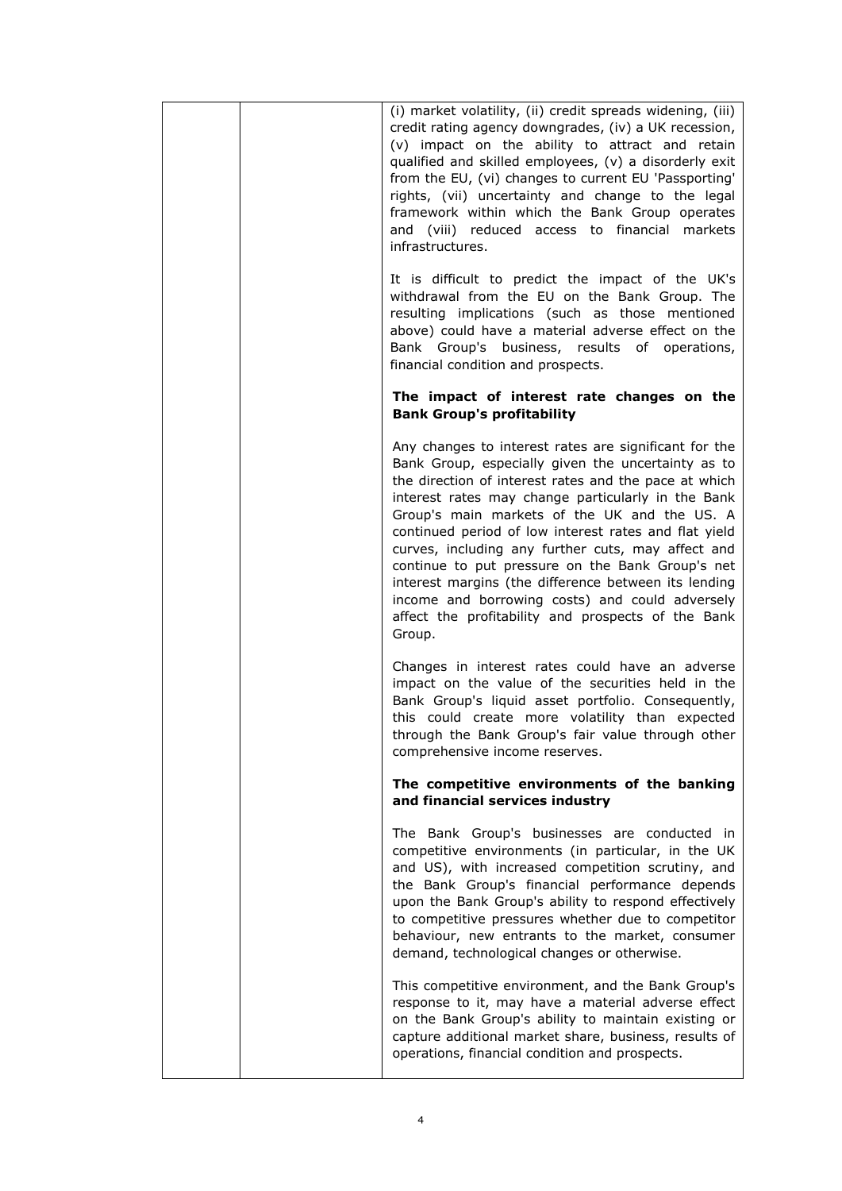| | | (i) market volatility, (ii) credit spreads widening, (iii) credit rating agency downgrades, (iv) a UK recession, (v) impact on the ability to attract and retain qualified and skilled employees, (v) a disorderly exit from the EU, (vi) changes to current EU 'Passporting' rights, (vii) uncertainty and change to the legal framework within which the Bank Group operates and (viii) reduced access to financial markets infrastructures.<br><br>It is difficult to predict the impact of the UK's withdrawal from the EU on the Bank Group. The resulting implications (such as those mentioned above) could have a material adverse effect on the Bank Group's business, results of operations, financial condition and prospects.<br><br>**The impact of interest rate changes on the Bank Group's profitability**<br><br>Any changes to interest rates are significant for the Bank Group, especially given the uncertainty as to the direction of interest rates and the pace at which interest rates may change particularly in the Bank Group's main markets of the UK and the US. A continued period of low interest rates and flat yield curves, including any further cuts, may affect and continue to put pressure on the Bank Group's net interest margins (the difference between its lending income and borrowing costs) and could adversely affect the profitability and prospects of the Bank Group.<br><br>Changes in interest rates could have an adverse impact on the value of the securities held in the Bank Group's liquid asset portfolio. Consequently, this could create more volatility than expected through the Bank Group's fair value through other comprehensive income reserves.<br><br>**The competitive environments of the banking and financial services industry**<br><br>The Bank Group's businesses are conducted in competitive environments (in particular, in the UK and US), with increased competition scrutiny, and the Bank Group's financial performance depends upon the Bank Group's ability to respond effectively to competitive pressures whether due to competitor behaviour, new entrants to the market, consumer demand, technological changes or otherwise.<br><br>This competitive environment, and the Bank Group's response to it, may have a material adverse effect on the Bank Group's ability to maintain existing or capture additional market share, business, results of operations, financial condition and prospects. |
|---|---|---|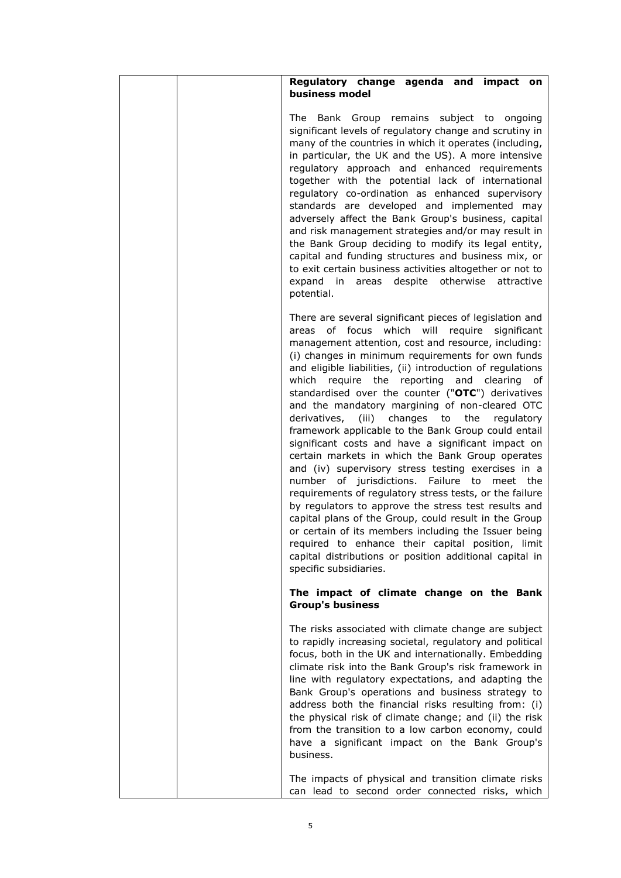| | | **Regulatory change agenda and impact on business model**<br><br>The Bank Group remains subject to ongoing significant levels of regulatory change and scrutiny in many of the countries in which it operates (including, in particular, the UK and the US). A more intensive regulatory approach and enhanced requirements together with the potential lack of international regulatory co-ordination as enhanced supervisory standards are developed and implemented may adversely affect the Bank Group's business, capital and risk management strategies and/or may result in the Bank Group deciding to modify its legal entity, capital and funding structures and business mix, or to exit certain business activities altogether or not to expand in areas despite otherwise attractive potential.<br><br>There are several significant pieces of legislation and areas of focus which will require significant management attention, cost and resource, including: (i) changes in minimum requirements for own funds and eligible liabilities, (ii) introduction of regulations which require the reporting and clearing of standardised over the counter ("**OTC**") derivatives and the mandatory margining of non-cleared OTC derivatives, (iii) changes to the regulatory framework applicable to the Bank Group could entail significant costs and have a significant impact on certain markets in which the Bank Group operates and (iv) supervisory stress testing exercises in a number of jurisdictions. Failure to meet the requirements of regulatory stress tests, or the failure by regulators to approve the stress test results and capital plans of the Group, could result in the Group or certain of its members including the Issuer being required to enhance their capital position, limit capital distributions or position additional capital in specific subsidiaries.<br><br>**The impact of climate change on the Bank Group's business**<br><br>The risks associated with climate change are subject to rapidly increasing societal, regulatory and political focus, both in the UK and internationally. Embedding climate risk into the Bank Group's risk framework in line with regulatory expectations, and adapting the Bank Group's operations and business strategy to address both the financial risks resulting from: (i) the physical risk of climate change; and (ii) the risk from the transition to a low carbon economy, could have a significant impact on the Bank Group's business.<br><br>The impacts of physical and transition climate risks can lead to second order connected risks, which |
|---|---|---|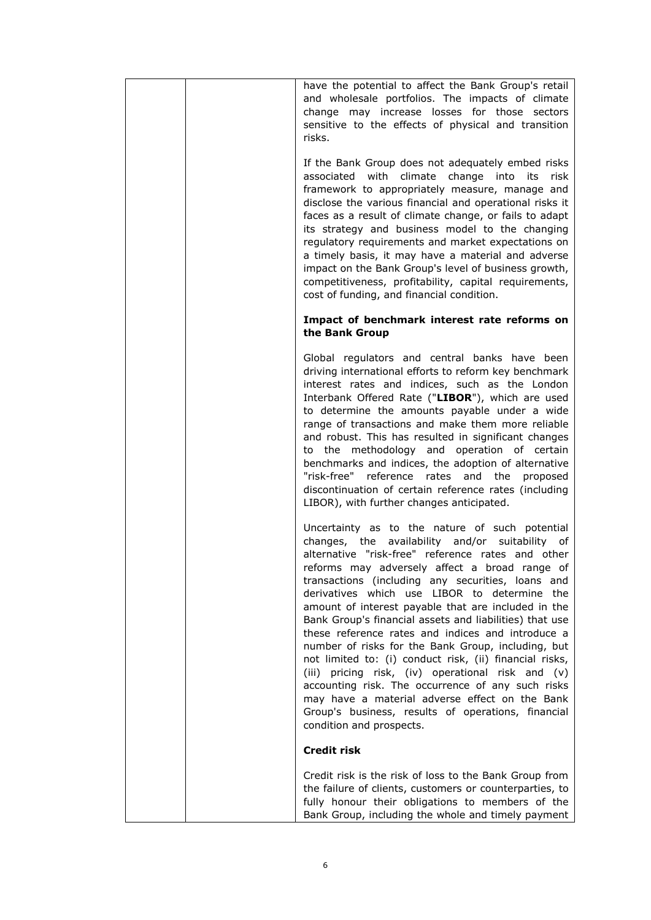have the potential to affect the Bank Group's retail and wholesale portfolios. The impacts of climate change may increase losses for those sectors sensitive to the effects of physical and transition risks.

If the Bank Group does not adequately embed risks associated with climate change into its risk framework to appropriately measure, manage and disclose the various financial and operational risks it faces as a result of climate change, or fails to adapt its strategy and business model to the changing regulatory requirements and market expectations on a timely basis, it may have a material and adverse impact on the Bank Group's level of business growth, competitiveness, profitability, capital requirements, cost of funding, and financial condition.

**Impact of benchmark interest rate reforms on the Bank Group**

Global regulators and central banks have been driving international efforts to reform key benchmark interest rates and indices, such as the London Interbank Offered Rate ("**LIBOR**"), which are used to determine the amounts payable under a wide range of transactions and make them more reliable and robust. This has resulted in significant changes to the methodology and operation of certain benchmarks and indices, the adoption of alternative "risk-free" reference rates and the proposed discontinuation of certain reference rates (including LIBOR), with further changes anticipated.

Uncertainty as to the nature of such potential changes, the availability and/or suitability of alternative "risk-free" reference rates and other reforms may adversely affect a broad range of transactions (including any securities, loans and derivatives which use LIBOR to determine the amount of interest payable that are included in the Bank Group's financial assets and liabilities) that use these reference rates and indices and introduce a number of risks for the Bank Group, including, but not limited to: (i) conduct risk, (ii) financial risks, (iii) pricing risk, (iv) operational risk and (v) accounting risk. The occurrence of any such risks may have a material adverse effect on the Bank Group's business, results of operations, financial condition and prospects.

**Credit risk**

Credit risk is the risk of loss to the Bank Group from the failure of clients, customers or counterparties, to fully honour their obligations to members of the Bank Group, including the whole and timely payment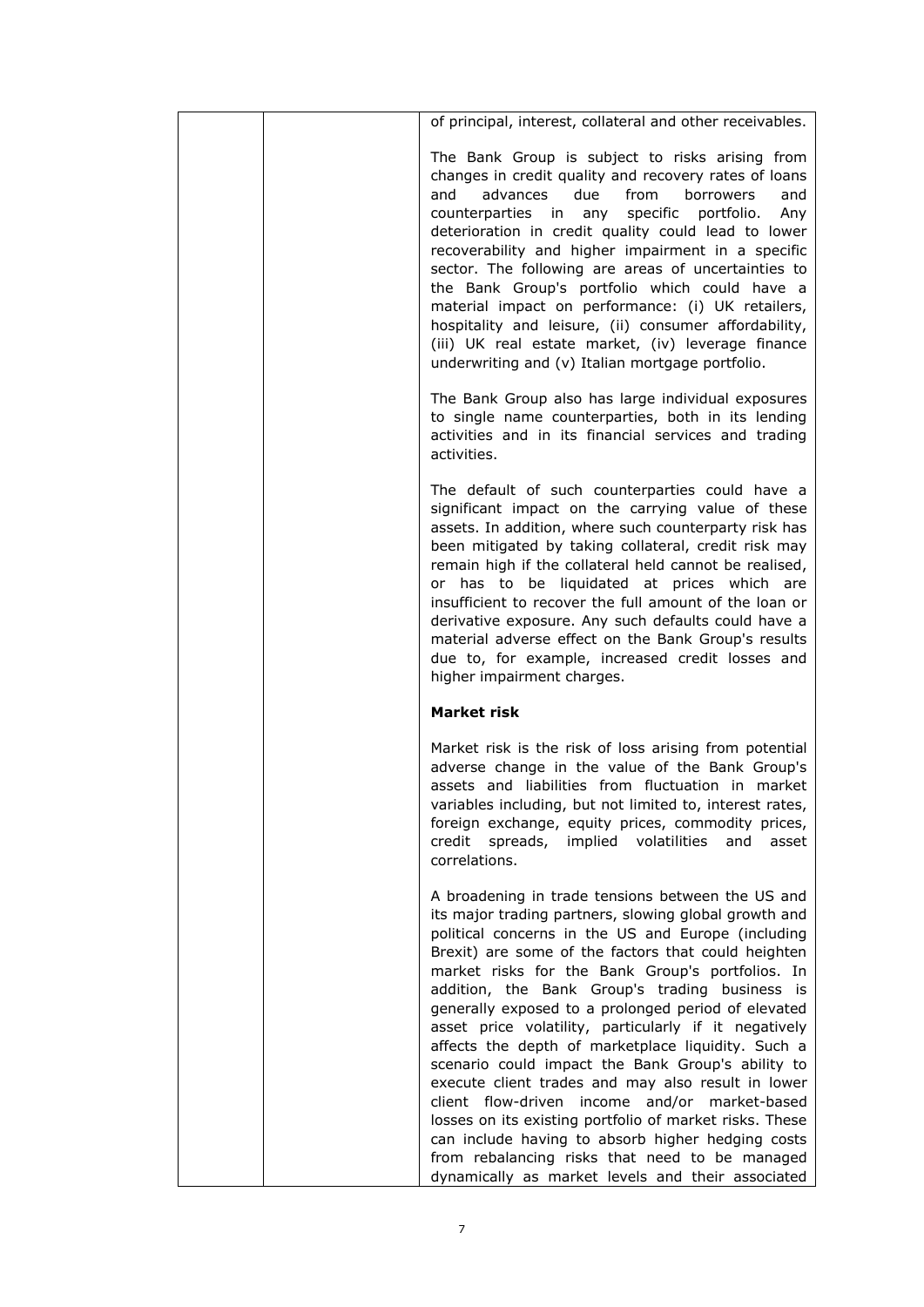| | | of principal, interest, collateral and other receivables.<br><br>The Bank Group is subject to risks arising from changes in credit quality and recovery rates of loans and advances due from borrowers and counterparties in any specific portfolio. Any deterioration in credit quality could lead to lower recoverability and higher impairment in a specific sector. The following are areas of uncertainties to the Bank Group's portfolio which could have a material impact on performance: (i) UK retailers, hospitality and leisure, (ii) consumer affordability, (iii) UK real estate market, (iv) leverage finance underwriting and (v) Italian mortgage portfolio.<br><br>The Bank Group also has large individual exposures to single name counterparties, both in its lending activities and in its financial services and trading activities.<br><br>The default of such counterparties could have a significant impact on the carrying value of these assets. In addition, where such counterparty risk has been mitigated by taking collateral, credit risk may remain high if the collateral held cannot be realised, or has to be liquidated at prices which are insufficient to recover the full amount of the loan or derivative exposure. Any such defaults could have a material adverse effect on the Bank Group's results due to, for example, increased credit losses and higher impairment charges.<br><br>**Market risk**<br><br>Market risk is the risk of loss arising from potential adverse change in the value of the Bank Group's assets and liabilities from fluctuation in market variables including, but not limited to, interest rates, foreign exchange, equity prices, commodity prices, credit spreads, implied volatilities and asset correlations.<br><br>A broadening in trade tensions between the US and its major trading partners, slowing global growth and political concerns in the US and Europe (including Brexit) are some of the factors that could heighten market risks for the Bank Group's portfolios. In addition, the Bank Group's trading business is generally exposed to a prolonged period of elevated asset price volatility, particularly if it negatively affects the depth of marketplace liquidity. Such a scenario could impact the Bank Group's ability to execute client trades and may also result in lower client flow-driven income and/or market-based losses on its existing portfolio of market risks. These can include having to absorb higher hedging costs from rebalancing risks that need to be managed dynamically as market levels and their associated |
|---|---|---|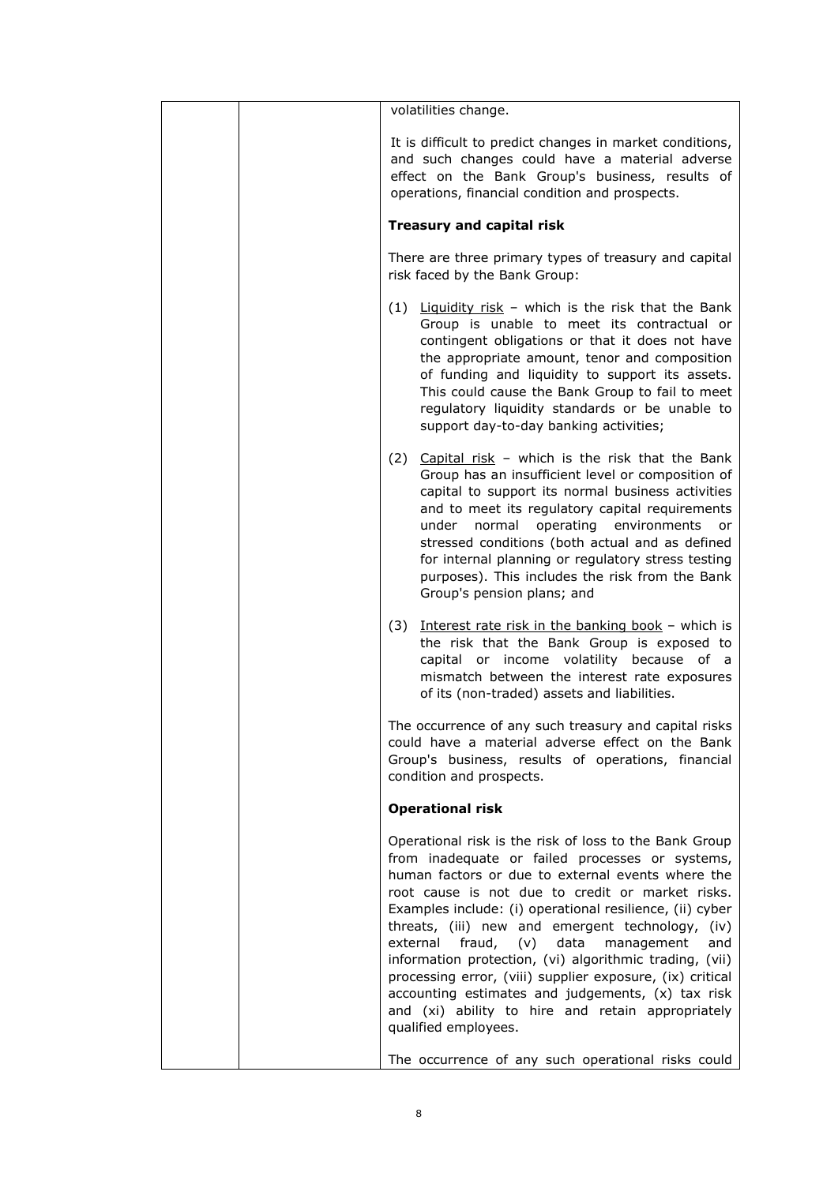| | | volatilities change.<br><br>It is difficult to predict changes in market conditions, and such changes could have a material adverse effect on the Bank Group's business, results of operations, financial condition and prospects.<br><br>**Treasury and capital risk**<br><br>There are three primary types of treasury and capital risk faced by the Bank Group:<br><br>(1) Liquidity risk – which is the risk that the Bank Group is unable to meet its contractual or contingent obligations or that it does not have the appropriate amount, tenor and composition of funding and liquidity to support its assets. This could cause the Bank Group to fail to meet regulatory liquidity standards or be unable to support day-to-day banking activities;<br><br>(2) Capital risk – which is the risk that the Bank Group has an insufficient level or composition of capital to support its normal business activities and to meet its regulatory capital requirements under normal operating environments or stressed conditions (both actual and as defined for internal planning or regulatory stress testing purposes). This includes the risk from the Bank Group's pension plans; and<br><br>(3) Interest rate risk in the banking book – which is the risk that the Bank Group is exposed to capital or income volatility because of a mismatch between the interest rate exposures of its (non-traded) assets and liabilities.<br><br>The occurrence of any such treasury and capital risks could have a material adverse effect on the Bank Group's business, results of operations, financial condition and prospects.<br><br>**Operational risk**<br><br>Operational risk is the risk of loss to the Bank Group from inadequate or failed processes or systems, human factors or due to external events where the root cause is not due to credit or market risks. Examples include: (i) operational resilience, (ii) cyber threats, (iii) new and emergent technology, (iv) external fraud, (v) data management and information protection, (vi) algorithmic trading, (vii) processing error, (viii) supplier exposure, (ix) critical accounting estimates and judgements, (x) tax risk and (xi) ability to hire and retain appropriately qualified employees.<br><br>The occurrence of any such operational risks could |
|---|---|---|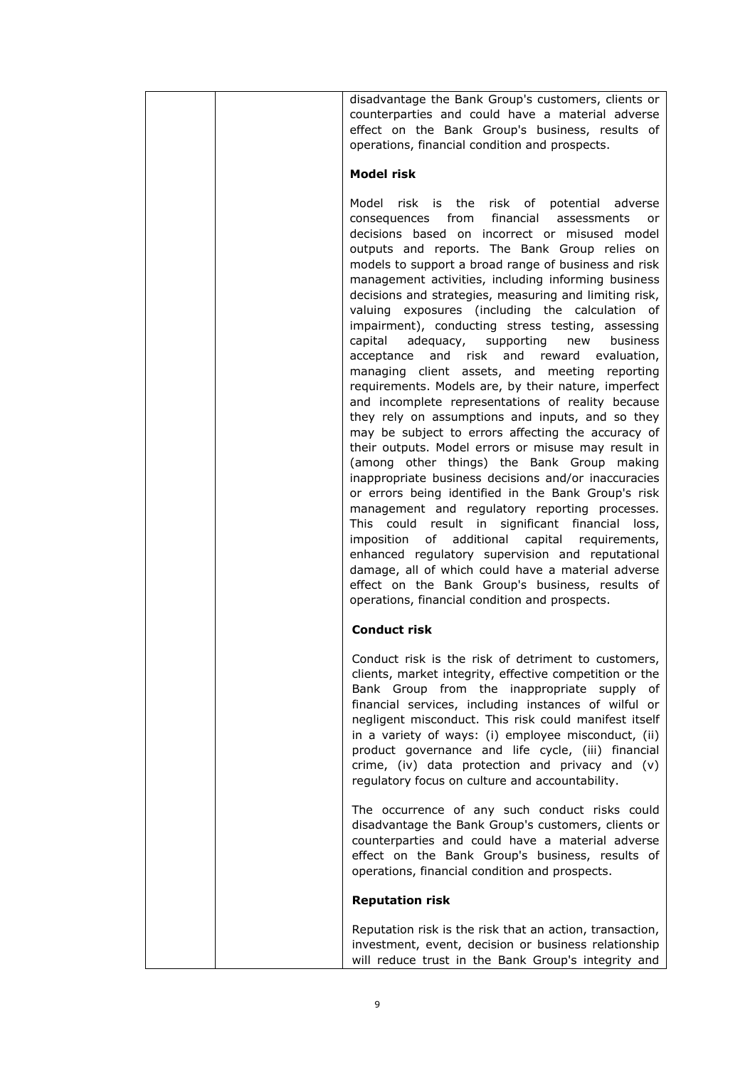disadvantage the Bank Group's customers, clients or counterparties and could have a material adverse effect on the Bank Group's business, results of operations, financial condition and prospects.

**Model risk**

Model risk is the risk of potential adverse consequences from financial assessments or decisions based on incorrect or misused model outputs and reports. The Bank Group relies on models to support a broad range of business and risk management activities, including informing business decisions and strategies, measuring and limiting risk, valuing exposures (including the calculation of impairment), conducting stress testing, assessing capital adequacy, supporting new business acceptance and risk and reward evaluation, managing client assets, and meeting reporting requirements. Models are, by their nature, imperfect and incomplete representations of reality because they rely on assumptions and inputs, and so they may be subject to errors affecting the accuracy of their outputs. Model errors or misuse may result in (among other things) the Bank Group making inappropriate business decisions and/or inaccuracies or errors being identified in the Bank Group's risk management and regulatory reporting processes. This could result in significant financial loss, imposition of additional capital requirements, enhanced regulatory supervision and reputational damage, all of which could have a material adverse effect on the Bank Group's business, results of operations, financial condition and prospects.

**Conduct risk**

Conduct risk is the risk of detriment to customers, clients, market integrity, effective competition or the Bank Group from the inappropriate supply of financial services, including instances of wilful or negligent misconduct. This risk could manifest itself in a variety of ways: (i) employee misconduct, (ii) product governance and life cycle, (iii) financial crime, (iv) data protection and privacy and (v) regulatory focus on culture and accountability.

The occurrence of any such conduct risks could disadvantage the Bank Group's customers, clients or counterparties and could have a material adverse effect on the Bank Group's business, results of operations, financial condition and prospects.

**Reputation risk**

Reputation risk is the risk that an action, transaction, investment, event, decision or business relationship will reduce trust in the Bank Group's integrity and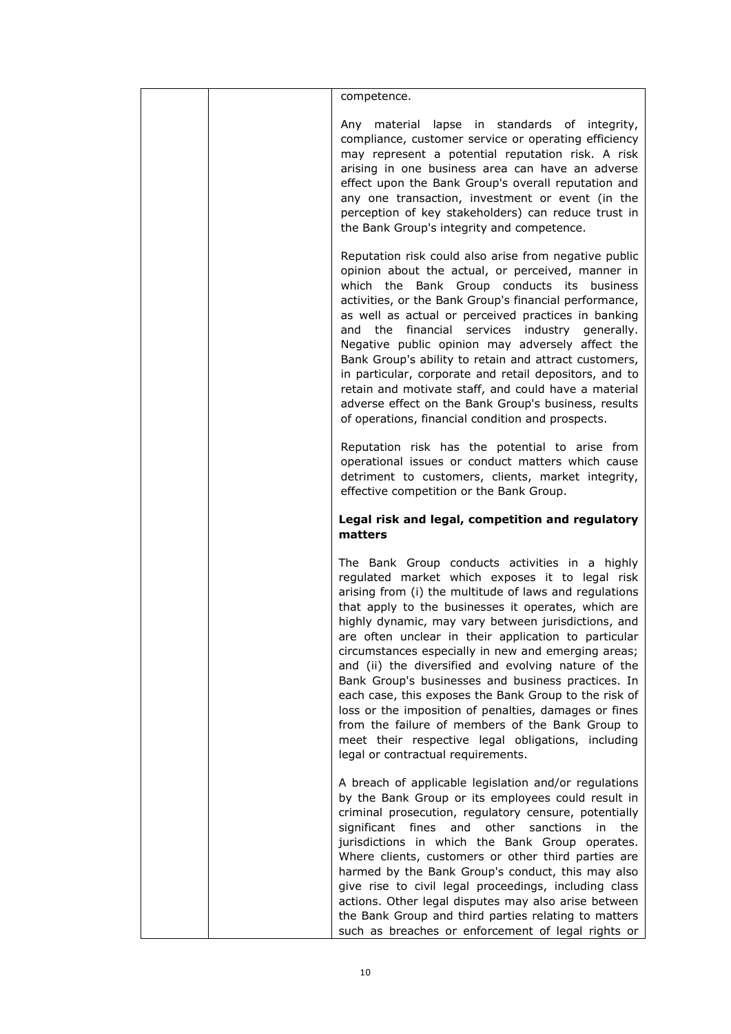competence.

Any material lapse in standards of integrity, compliance, customer service or operating efficiency may represent a potential reputation risk. A risk arising in one business area can have an adverse effect upon the Bank Group's overall reputation and any one transaction, investment or event (in the perception of key stakeholders) can reduce trust in the Bank Group's integrity and competence.

Reputation risk could also arise from negative public opinion about the actual, or perceived, manner in which the Bank Group conducts its business activities, or the Bank Group's financial performance, as well as actual or perceived practices in banking and the financial services industry generally. Negative public opinion may adversely affect the Bank Group's ability to retain and attract customers, in particular, corporate and retail depositors, and to retain and motivate staff, and could have a material adverse effect on the Bank Group's business, results of operations, financial condition and prospects.

Reputation risk has the potential to arise from operational issues or conduct matters which cause detriment to customers, clients, market integrity, effective competition or the Bank Group.

**Legal risk and legal, competition and regulatory matters**

The Bank Group conducts activities in a highly regulated market which exposes it to legal risk arising from (i) the multitude of laws and regulations that apply to the businesses it operates, which are highly dynamic, may vary between jurisdictions, and are often unclear in their application to particular circumstances especially in new and emerging areas; and (ii) the diversified and evolving nature of the Bank Group's businesses and business practices. In each case, this exposes the Bank Group to the risk of loss or the imposition of penalties, damages or fines from the failure of members of the Bank Group to meet their respective legal obligations, including legal or contractual requirements.

A breach of applicable legislation and/or regulations by the Bank Group or its employees could result in criminal prosecution, regulatory censure, potentially significant fines and other sanctions in the jurisdictions in which the Bank Group operates. Where clients, customers or other third parties are harmed by the Bank Group's conduct, this may also give rise to civil legal proceedings, including class actions. Other legal disputes may also arise between the Bank Group and third parties relating to matters such as breaches or enforcement of legal rights or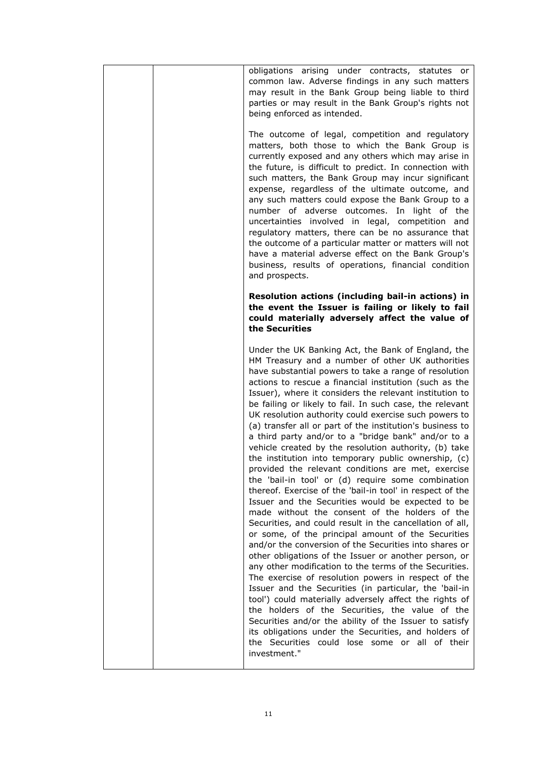| | | obligations arising under contracts, statutes or common law. Adverse findings in any such matters may result in the Bank Group being liable to third parties or may result in the Bank Group's rights not being enforced as intended.<br><br>The outcome of legal, competition and regulatory matters, both those to which the Bank Group is currently exposed and any others which may arise in the future, is difficult to predict. In connection with such matters, the Bank Group may incur significant expense, regardless of the ultimate outcome, and any such matters could expose the Bank Group to a number of adverse outcomes. In light of the uncertainties involved in legal, competition and regulatory matters, there can be no assurance that the outcome of a particular matter or matters will not have a material adverse effect on the Bank Group's business, results of operations, financial condition and prospects.<br><br>**Resolution actions (including bail-in actions) in the event the Issuer is failing or likely to fail could materially adversely affect the value of the Securities**<br><br>Under the UK Banking Act, the Bank of England, the HM Treasury and a number of other UK authorities have substantial powers to take a range of resolution actions to rescue a financial institution (such as the Issuer), where it considers the relevant institution to be failing or likely to fail. In such case, the relevant UK resolution authority could exercise such powers to (a) transfer all or part of the institution's business to a third party and/or to a "bridge bank" and/or to a vehicle created by the resolution authority, (b) take the institution into temporary public ownership, (c) provided the relevant conditions are met, exercise the 'bail-in tool' or (d) require some combination thereof. Exercise of the 'bail-in tool' in respect of the Issuer and the Securities would be expected to be made without the consent of the holders of the Securities, and could result in the cancellation of all, or some, of the principal amount of the Securities and/or the conversion of the Securities into shares or other obligations of the Issuer or another person, or any other modification to the terms of the Securities. The exercise of resolution powers in respect of the Issuer and the Securities (in particular, the 'bail-in tool') could materially adversely affect the rights of the holders of the Securities, the value of the Securities and/or the ability of the Issuer to satisfy its obligations under the Securities, and holders of the Securities could lose some or all of their investment." |
|---|---|---|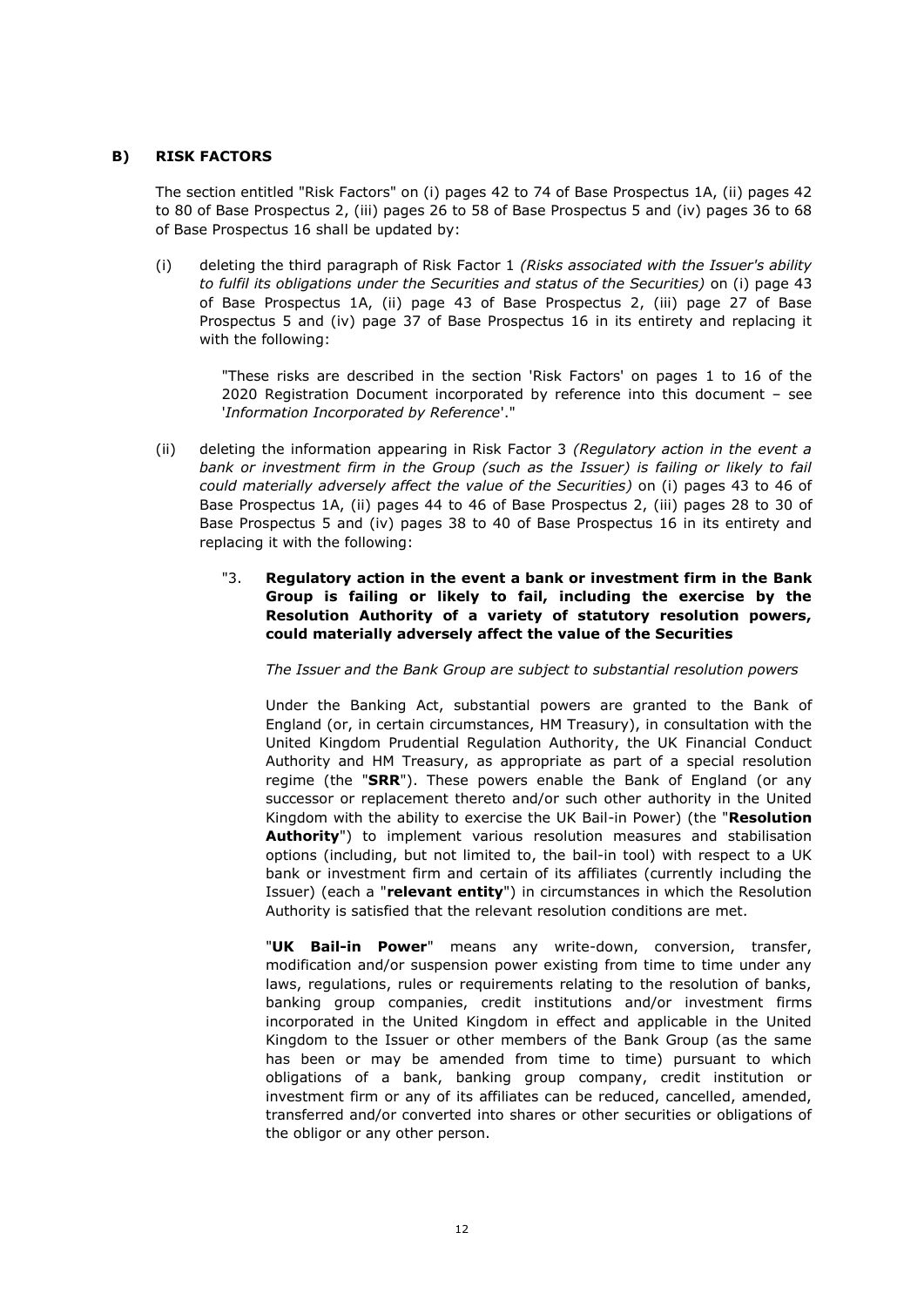## B) RISK FACTORS

The section entitled "Risk Factors" on (i) pages 42 to 74 of Base Prospectus 1A, (ii) pages 42 to 80 of Base Prospectus 2, (iii) pages 26 to 58 of Base Prospectus 5 and (iv) pages 36 to 68 of Base Prospectus 16 shall be updated by:

(i) deleting the third paragraph of Risk Factor 1 *(Risks associated with the Issuer's ability to fulfil its obligations under the Securities and status of the Securities)* on (i) page 43 of Base Prospectus 1A, (ii) page 43 of Base Prospectus 2, (iii) page 27 of Base Prospectus 5 and (iv) page 37 of Base Prospectus 16 in its entirety and replacing it with the following:

> "These risks are described in the section 'Risk Factors' on pages 1 to 16 of the 2020 Registration Document incorporated by reference into this document – see '*Information Incorporated by Reference*'."

(ii) deleting the information appearing in Risk Factor 3 *(Regulatory action in the event a bank or investment firm in the Group (such as the Issuer) is failing or likely to fail could materially adversely affect the value of the Securities)* on (i) pages 43 to 46 of Base Prospectus 1A, (ii) pages 44 to 46 of Base Prospectus 2, (iii) pages 28 to 30 of Base Prospectus 5 and (iv) pages 38 to 40 of Base Prospectus 16 in its entirety and replacing it with the following:

> "3. **Regulatory action in the event a bank or investment firm in the Bank Group is failing or likely to fail, including the exercise by the Resolution Authority of a variety of statutory resolution powers, could materially adversely affect the value of the Securities**
>
> *The Issuer and the Bank Group are subject to substantial resolution powers*
>
> Under the Banking Act, substantial powers are granted to the Bank of England (or, in certain circumstances, HM Treasury), in consultation with the United Kingdom Prudential Regulation Authority, the UK Financial Conduct Authority and HM Treasury, as appropriate as part of a special resolution regime (the "**SRR**"). These powers enable the Bank of England (or any successor or replacement thereto and/or such other authority in the United Kingdom with the ability to exercise the UK Bail-in Power) (the "**Resolution Authority**") to implement various resolution measures and stabilisation options (including, but not limited to, the bail-in tool) with respect to a UK bank or investment firm and certain of its affiliates (currently including the Issuer) (each a "**relevant entity**") in circumstances in which the Resolution Authority is satisfied that the relevant resolution conditions are met.
>
> "**UK Bail-in Power**" means any write-down, conversion, transfer, modification and/or suspension power existing from time to time under any laws, regulations, rules or requirements relating to the resolution of banks, banking group companies, credit institutions and/or investment firms incorporated in the United Kingdom in effect and applicable in the United Kingdom to the Issuer or other members of the Bank Group (as the same has been or may be amended from time to time) pursuant to which obligations of a bank, banking group company, credit institution or investment firm or any of its affiliates can be reduced, cancelled, amended, transferred and/or converted into shares or other securities or obligations of the obligor or any other person.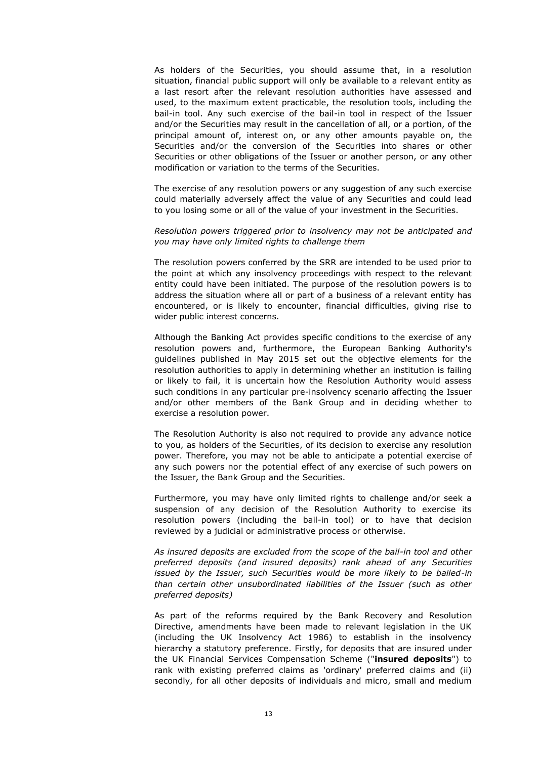As holders of the Securities, you should assume that, in a resolution situation, financial public support will only be available to a relevant entity as a last resort after the relevant resolution authorities have assessed and used, to the maximum extent practicable, the resolution tools, including the bail-in tool. Any such exercise of the bail-in tool in respect of the Issuer and/or the Securities may result in the cancellation of all, or a portion, of the principal amount of, interest on, or any other amounts payable on, the Securities and/or the conversion of the Securities into shares or other Securities or other obligations of the Issuer or another person, or any other modification or variation to the terms of the Securities.

The exercise of any resolution powers or any suggestion of any such exercise could materially adversely affect the value of any Securities and could lead to you losing some or all of the value of your investment in the Securities.

*Resolution powers triggered prior to insolvency may not be anticipated and you may have only limited rights to challenge them*

The resolution powers conferred by the SRR are intended to be used prior to the point at which any insolvency proceedings with respect to the relevant entity could have been initiated. The purpose of the resolution powers is to address the situation where all or part of a business of a relevant entity has encountered, or is likely to encounter, financial difficulties, giving rise to wider public interest concerns.

Although the Banking Act provides specific conditions to the exercise of any resolution powers and, furthermore, the European Banking Authority's guidelines published in May 2015 set out the objective elements for the resolution authorities to apply in determining whether an institution is failing or likely to fail, it is uncertain how the Resolution Authority would assess such conditions in any particular pre-insolvency scenario affecting the Issuer and/or other members of the Bank Group and in deciding whether to exercise a resolution power.

The Resolution Authority is also not required to provide any advance notice to you, as holders of the Securities, of its decision to exercise any resolution power. Therefore, you may not be able to anticipate a potential exercise of any such powers nor the potential effect of any exercise of such powers on the Issuer, the Bank Group and the Securities.

Furthermore, you may have only limited rights to challenge and/or seek a suspension of any decision of the Resolution Authority to exercise its resolution powers (including the bail-in tool) or to have that decision reviewed by a judicial or administrative process or otherwise.

*As insured deposits are excluded from the scope of the bail-in tool and other preferred deposits (and insured deposits) rank ahead of any Securities issued by the Issuer, such Securities would be more likely to be bailed-in than certain other unsubordinated liabilities of the Issuer (such as other preferred deposits)*

As part of the reforms required by the Bank Recovery and Resolution Directive, amendments have been made to relevant legislation in the UK (including the UK Insolvency Act 1986) to establish in the insolvency hierarchy a statutory preference. Firstly, for deposits that are insured under the UK Financial Services Compensation Scheme ("**insured deposits**") to rank with existing preferred claims as 'ordinary' preferred claims and (ii) secondly, for all other deposits of individuals and micro, small and medium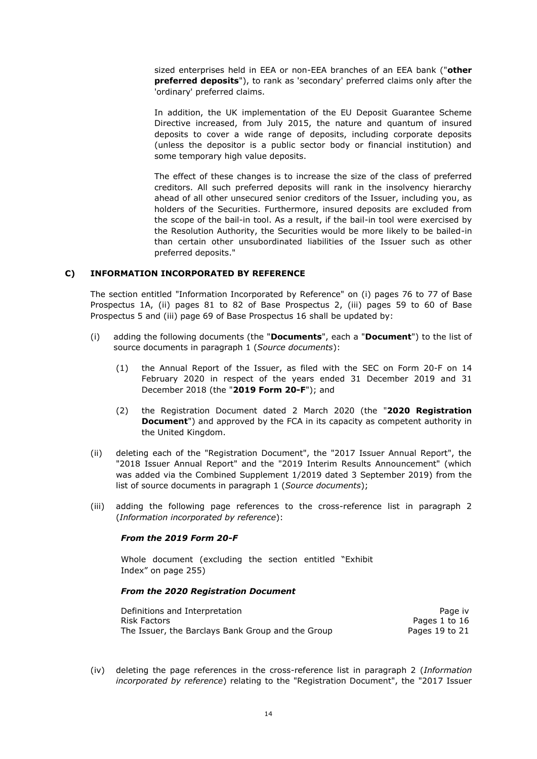sized enterprises held in EEA or non-EEA branches of an EEA bank ("**other preferred deposits**"), to rank as 'secondary' preferred claims only after the 'ordinary' preferred claims.

In addition, the UK implementation of the EU Deposit Guarantee Scheme Directive increased, from July 2015, the nature and quantum of insured deposits to cover a wide range of deposits, including corporate deposits (unless the depositor is a public sector body or financial institution) and some temporary high value deposits.

The effect of these changes is to increase the size of the class of preferred creditors. All such preferred deposits will rank in the insolvency hierarchy ahead of all other unsecured senior creditors of the Issuer, including you, as holders of the Securities. Furthermore, insured deposits are excluded from the scope of the bail-in tool. As a result, if the bail-in tool were exercised by the Resolution Authority, the Securities would be more likely to be bailed-in than certain other unsubordinated liabilities of the Issuer such as other preferred deposits."

## C) INFORMATION INCORPORATED BY REFERENCE

The section entitled "Information Incorporated by Reference" on (i) pages 76 to 77 of Base Prospectus 1A, (ii) pages 81 to 82 of Base Prospectus 2, (iii) pages 59 to 60 of Base Prospectus 5 and (iii) page 69 of Base Prospectus 16 shall be updated by:

(i) adding the following documents (the "**Documents**", each a "**Document**") to the list of source documents in paragraph 1 (*Source documents*):

   (1) the Annual Report of the Issuer, as filed with the SEC on Form 20-F on 14 February 2020 in respect of the years ended 31 December 2019 and 31 December 2018 (the "**2019 Form 20-F**"); and

   (2) the Registration Document dated 2 March 2020 (the "**2020 Registration Document**") and approved by the FCA in its capacity as competent authority in the United Kingdom.

(ii) deleting each of the "Registration Document", the "2017 Issuer Annual Report", the "2018 Issuer Annual Report" and the "2019 Interim Results Announcement" (which was added via the Combined Supplement 1/2019 dated 3 September 2019) from the list of source documents in paragraph 1 (*Source documents*);

(iii) adding the following page references to the cross-reference list in paragraph 2 (*Information incorporated by reference*):

***From the 2019 Form 20-F***

Whole document (excluding the section entitled "Exhibit Index" on page 255)

***From the 2020 Registration Document***

| | |
|---|---|
| Definitions and Interpretation | Page iv |
| Risk Factors | Pages 1 to 16 |
| The Issuer, the Barclays Bank Group and the Group | Pages 19 to 21 |

(iv) deleting the page references in the cross-reference list in paragraph 2 (*Information incorporated by reference*) relating to the "Registration Document", the "2017 Issuer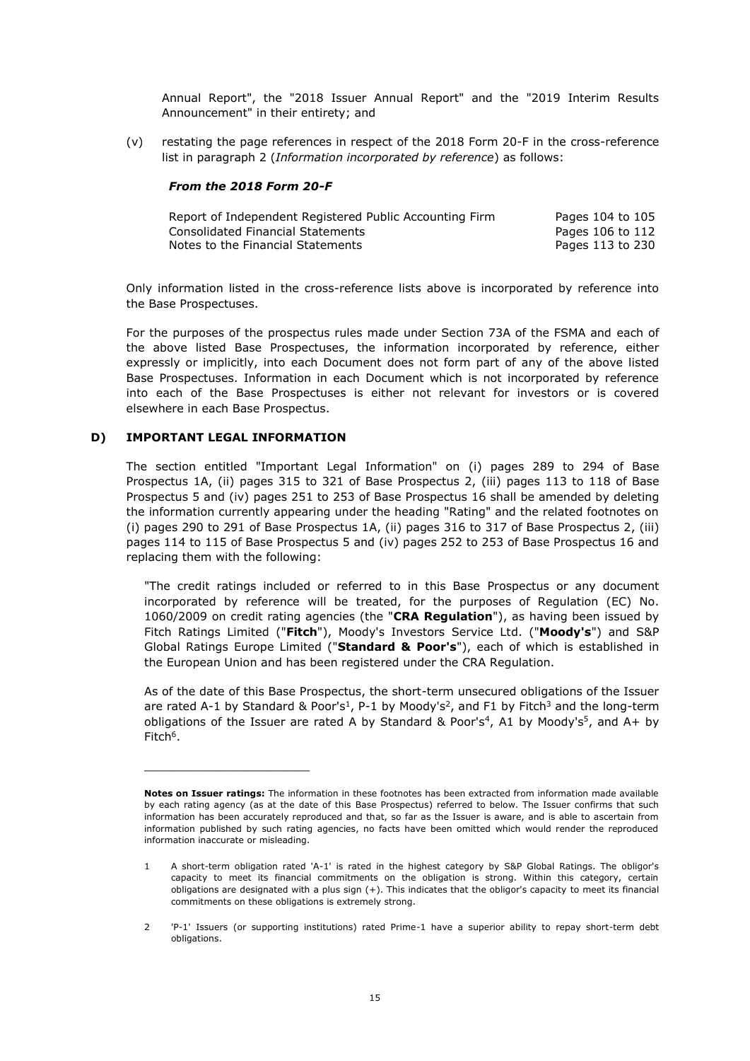Annual Report", the "2018 Issuer Annual Report" and the "2019 Interim Results Announcement" in their entirety; and

(v) restating the page references in respect of the 2018 Form 20-F in the cross-reference list in paragraph 2 (*Information incorporated by reference*) as follows:

***From the 2018 Form 20-F***

| | |
|---|---|
| Report of Independent Registered Public Accounting Firm | Pages 104 to 105 |
| Consolidated Financial Statements | Pages 106 to 112 |
| Notes to the Financial Statements | Pages 113 to 230 |

Only information listed in the cross-reference lists above is incorporated by reference into the Base Prospectuses.

For the purposes of the prospectus rules made under Section 73A of the FSMA and each of the above listed Base Prospectuses, the information incorporated by reference, either expressly or implicitly, into each Document does not form part of any of the above listed Base Prospectuses. Information in each Document which is not incorporated by reference into each of the Base Prospectuses is either not relevant for investors or is covered elsewhere in each Base Prospectus.

## D) IMPORTANT LEGAL INFORMATION

The section entitled "Important Legal Information" on (i) pages 289 to 294 of Base Prospectus 1A, (ii) pages 315 to 321 of Base Prospectus 2, (iii) pages 113 to 118 of Base Prospectus 5 and (iv) pages 251 to 253 of Base Prospectus 16 shall be amended by deleting the information currently appearing under the heading "Rating" and the related footnotes on (i) pages 290 to 291 of Base Prospectus 1A, (ii) pages 316 to 317 of Base Prospectus 2, (iii) pages 114 to 115 of Base Prospectus 5 and (iv) pages 252 to 253 of Base Prospectus 16 and replacing them with the following:

"The credit ratings included or referred to in this Base Prospectus or any document incorporated by reference will be treated, for the purposes of Regulation (EC) No. 1060/2009 on credit rating agencies (the "**CRA Regulation**"), as having been issued by Fitch Ratings Limited ("**Fitch**"), Moody's Investors Service Ltd. ("**Moody's**") and S&P Global Ratings Europe Limited ("**Standard & Poor's**"), each of which is established in the European Union and has been registered under the CRA Regulation.

As of the date of this Base Prospectus, the short-term unsecured obligations of the Issuer are rated A-1 by Standard & Poor's[1], P-1 by Moody's[2], and F1 by Fitch[3] and the long-term obligations of the Issuer are rated A by Standard & Poor's[4], A1 by Moody's[5], and A+ by Fitch[6].

---

**Notes on Issuer ratings:** The information in these footnotes has been extracted from information made available by each rating agency (as at the date of this Base Prospectus) referred to below. The Issuer confirms that such information has been accurately reproduced and that, so far as the Issuer is aware, and is able to ascertain from information published by such rating agencies, no facts have been omitted which would render the reproduced information inaccurate or misleading.

1 A short-term obligation rated 'A-1' is rated in the highest category by S&P Global Ratings. The obligor's capacity to meet its financial commitments on the obligation is strong. Within this category, certain obligations are designated with a plus sign (+). This indicates that the obligor's capacity to meet its financial commitments on these obligations is extremely strong.

2 'P-1' Issuers (or supporting institutions) rated Prime-1 have a superior ability to repay short-term debt obligations.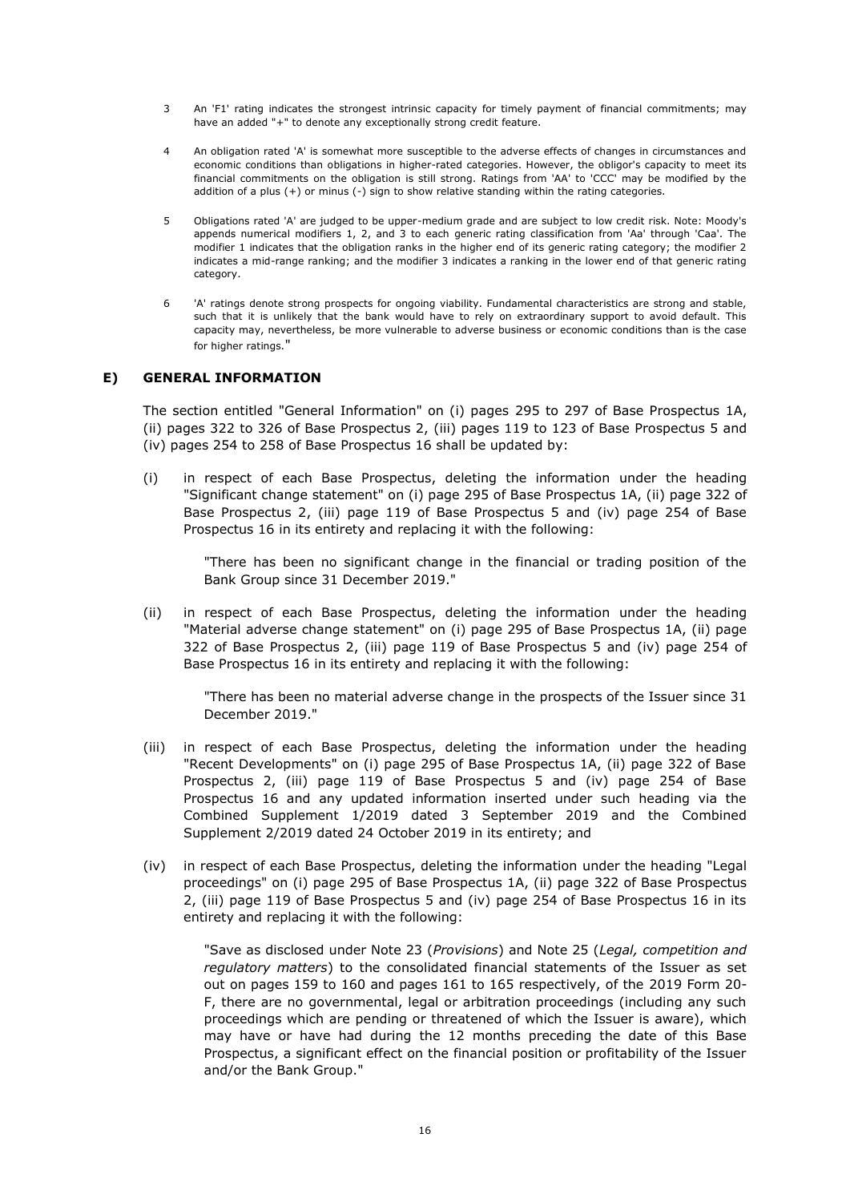3 An 'F1' rating indicates the strongest intrinsic capacity for timely payment of financial commitments; may have an added "+" to denote any exceptionally strong credit feature.

4 An obligation rated 'A' is somewhat more susceptible to the adverse effects of changes in circumstances and economic conditions than obligations in higher-rated categories. However, the obligor's capacity to meet its financial commitments on the obligation is still strong. Ratings from 'AA' to 'CCC' may be modified by the addition of a plus (+) or minus (-) sign to show relative standing within the rating categories.

5 Obligations rated 'A' are judged to be upper-medium grade and are subject to low credit risk. Note: Moody's appends numerical modifiers 1, 2, and 3 to each generic rating classification from 'Aa' through 'Caa'. The modifier 1 indicates that the obligation ranks in the higher end of its generic rating category; the modifier 2 indicates a mid-range ranking; and the modifier 3 indicates a ranking in the lower end of that generic rating category.

6 'A' ratings denote strong prospects for ongoing viability. Fundamental characteristics are strong and stable, such that it is unlikely that the bank would have to rely on extraordinary support to avoid default. This capacity may, nevertheless, be more vulnerable to adverse business or economic conditions than is the case for higher ratings."

## E) GENERAL INFORMATION

The section entitled "General Information" on (i) pages 295 to 297 of Base Prospectus 1A, (ii) pages 322 to 326 of Base Prospectus 2, (iii) pages 119 to 123 of Base Prospectus 5 and (iv) pages 254 to 258 of Base Prospectus 16 shall be updated by:

(i) in respect of each Base Prospectus, deleting the information under the heading "Significant change statement" on (i) page 295 of Base Prospectus 1A, (ii) page 322 of Base Prospectus 2, (iii) page 119 of Base Prospectus 5 and (iv) page 254 of Base Prospectus 16 in its entirety and replacing it with the following:

> "There has been no significant change in the financial or trading position of the Bank Group since 31 December 2019."

(ii) in respect of each Base Prospectus, deleting the information under the heading "Material adverse change statement" on (i) page 295 of Base Prospectus 1A, (ii) page 322 of Base Prospectus 2, (iii) page 119 of Base Prospectus 5 and (iv) page 254 of Base Prospectus 16 in its entirety and replacing it with the following:

> "There has been no material adverse change in the prospects of the Issuer since 31 December 2019."

(iii) in respect of each Base Prospectus, deleting the information under the heading "Recent Developments" on (i) page 295 of Base Prospectus 1A, (ii) page 322 of Base Prospectus 2, (iii) page 119 of Base Prospectus 5 and (iv) page 254 of Base Prospectus 16 and any updated information inserted under such heading via the Combined Supplement 1/2019 dated 3 September 2019 and the Combined Supplement 2/2019 dated 24 October 2019 in its entirety; and

(iv) in respect of each Base Prospectus, deleting the information under the heading "Legal proceedings" on (i) page 295 of Base Prospectus 1A, (ii) page 322 of Base Prospectus 2, (iii) page 119 of Base Prospectus 5 and (iv) page 254 of Base Prospectus 16 in its entirety and replacing it with the following:

> "Save as disclosed under Note 23 (*Provisions*) and Note 25 (*Legal, competition and regulatory matters*) to the consolidated financial statements of the Issuer as set out on pages 159 to 160 and pages 161 to 165 respectively, of the 2019 Form 20-F, there are no governmental, legal or arbitration proceedings (including any such proceedings which are pending or threatened of which the Issuer is aware), which may have or have had during the 12 months preceding the date of this Base Prospectus, a significant effect on the financial position or profitability of the Issuer and/or the Bank Group."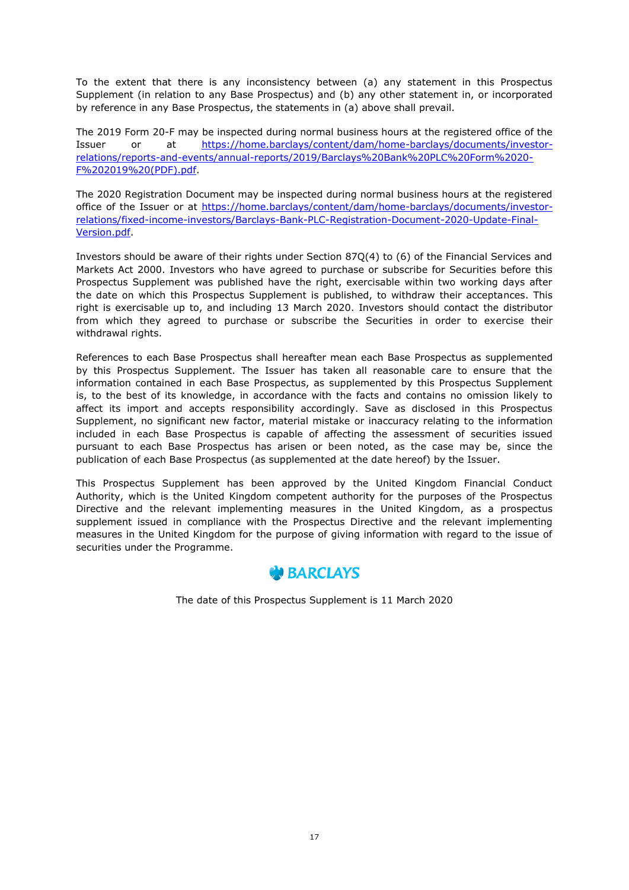To the extent that there is any inconsistency between (a) any statement in this Prospectus Supplement (in relation to any Base Prospectus) and (b) any other statement in, or incorporated by reference in any Base Prospectus, the statements in (a) above shall prevail.

The 2019 Form 20-F may be inspected during normal business hours at the registered office of the Issuer or at https://home.barclays/content/dam/home-barclays/documents/investor-relations/reports-and-events/annual-reports/2019/Barclays%20Bank%20PLC%20Form%2020-F%202019%20(PDF).pdf.

The 2020 Registration Document may be inspected during normal business hours at the registered office of the Issuer or at https://home.barclays/content/dam/home-barclays/documents/investor-relations/fixed-income-investors/Barclays-Bank-PLC-Registration-Document-2020-Update-Final-Version.pdf.

Investors should be aware of their rights under Section 87Q(4) to (6) of the Financial Services and Markets Act 2000. Investors who have agreed to purchase or subscribe for Securities before this Prospectus Supplement was published have the right, exercisable within two working days after the date on which this Prospectus Supplement is published, to withdraw their acceptances. This right is exercisable up to, and including 13 March 2020. Investors should contact the distributor from which they agreed to purchase or subscribe the Securities in order to exercise their withdrawal rights.

References to each Base Prospectus shall hereafter mean each Base Prospectus as supplemented by this Prospectus Supplement. The Issuer has taken all reasonable care to ensure that the information contained in each Base Prospectus, as supplemented by this Prospectus Supplement is, to the best of its knowledge, in accordance with the facts and contains no omission likely to affect its import and accepts responsibility accordingly. Save as disclosed in this Prospectus Supplement, no significant new factor, material mistake or inaccuracy relating to the information included in each Base Prospectus is capable of affecting the assessment of securities issued pursuant to each Base Prospectus has arisen or been noted, as the case may be, since the publication of each Base Prospectus (as supplemented at the date hereof) by the Issuer.

This Prospectus Supplement has been approved by the United Kingdom Financial Conduct Authority, which is the United Kingdom competent authority for the purposes of the Prospectus Directive and the relevant implementing measures in the United Kingdom, as a prospectus supplement issued in compliance with the Prospectus Directive and the relevant implementing measures in the United Kingdom for the purpose of giving information with regard to the issue of securities under the Programme.

BARCLAYS

The date of this Prospectus Supplement is 11 March 2020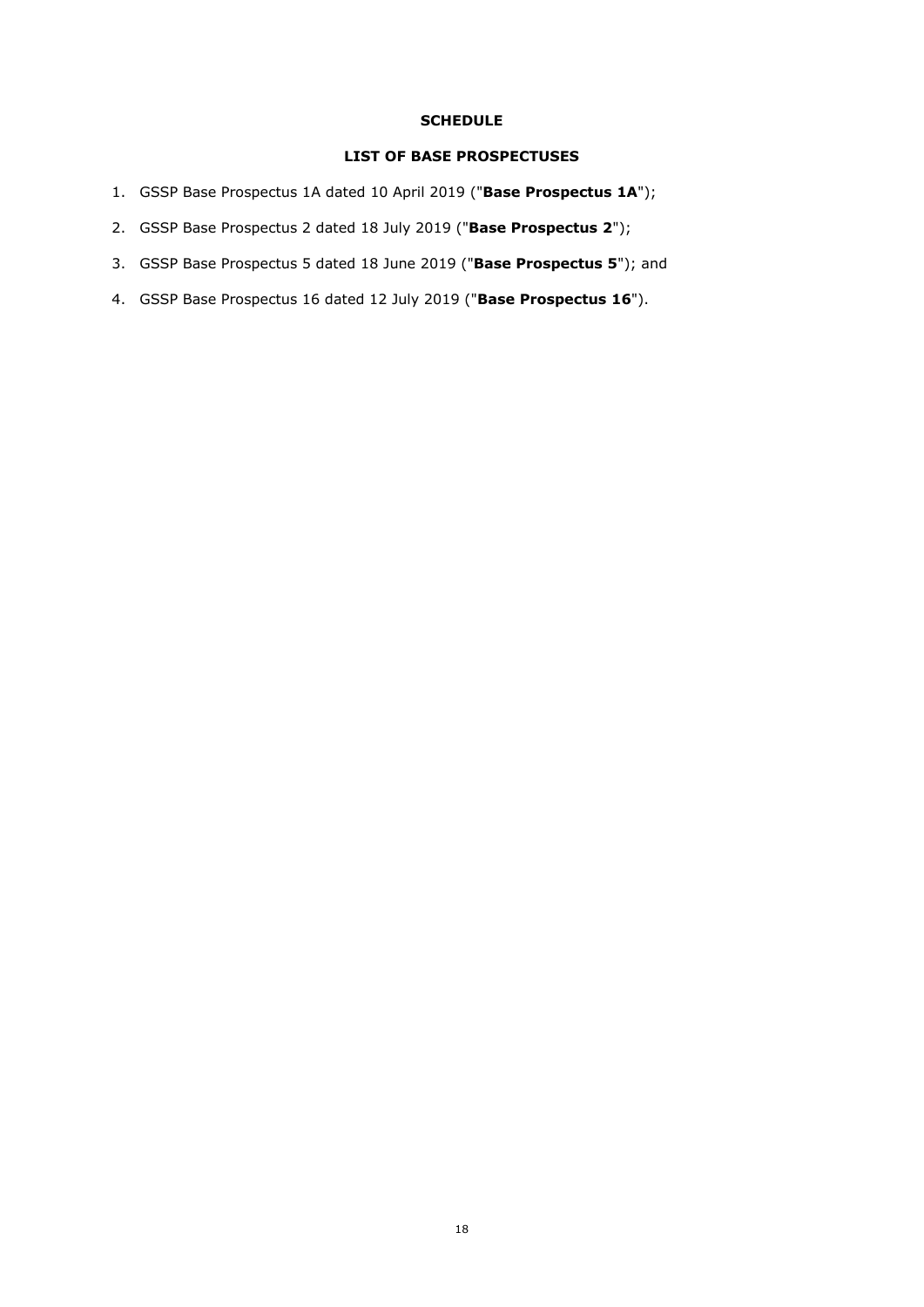**SCHEDULE**

**LIST OF BASE PROSPECTUSES**

1. GSSP Base Prospectus 1A dated 10 April 2019 ("**Base Prospectus 1A**");
2. GSSP Base Prospectus 2 dated 18 July 2019 ("**Base Prospectus 2**");
3. GSSP Base Prospectus 5 dated 18 June 2019 ("**Base Prospectus 5**"); and
4. GSSP Base Prospectus 16 dated 12 July 2019 ("**Base Prospectus 16**").